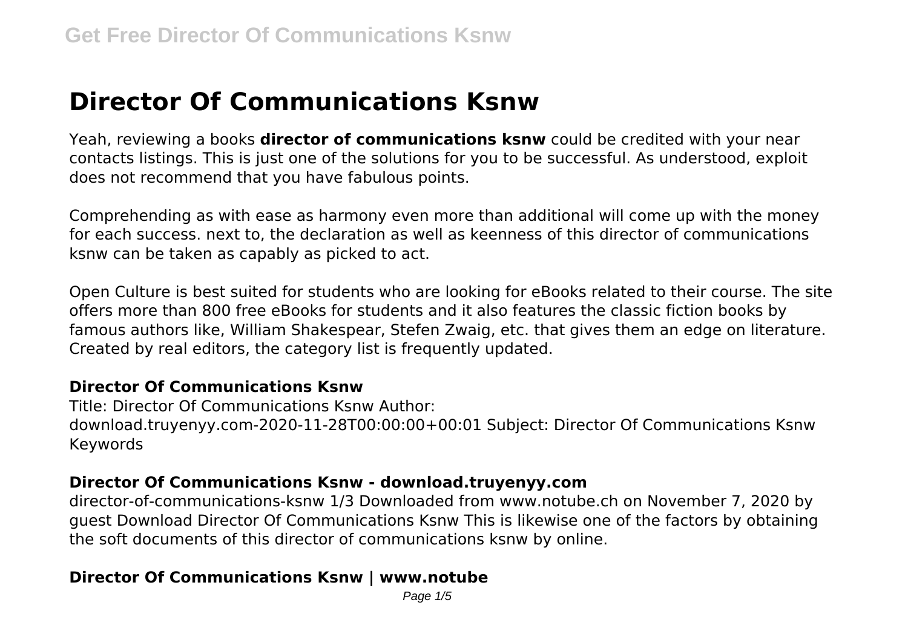# Director Of Communications Ksnw

Yeah, reviewing a books **director of communications ksnw** could be credited with your near contacts listings. This is just one of the solutions for you to be successful. As understood, exploit does not recommend that you have fabulous points.

Comprehending as with ease as harmony even more than additional will come up with the money for each success. next to, the declaration as well as keenness of this director of communications ksnw can be taken as capably as picked to act.

Open Culture is best suited for students who are looking for eBooks related to their course. The site offers more than 800 free eBooks for students and it also features the classic fiction books by famous authors like, William Shakespear, Stefen Zwaig, etc. that gives them an edge on literature. Created by real editors, the category list is frequently updated.

### Director Of Communications Ksnw

Title: Director Of Communications Ksnw Author: download.truyenyy.com-2020-11-28T00:00:00+00:01 Subject: Director Of Communications Ksnw Keywords

### Director Of Communications Ksnw - download.truyenyy.com

director-of-communications-ksnw 1/3 Downloaded from www.notube.ch on November 7, 2020 by guest Download Director Of Communications Ksnw This is likewise one of the factors by obtaining the soft documents of this director of communications ksnw by online.

### Director Of Communications Ksnw | www.notube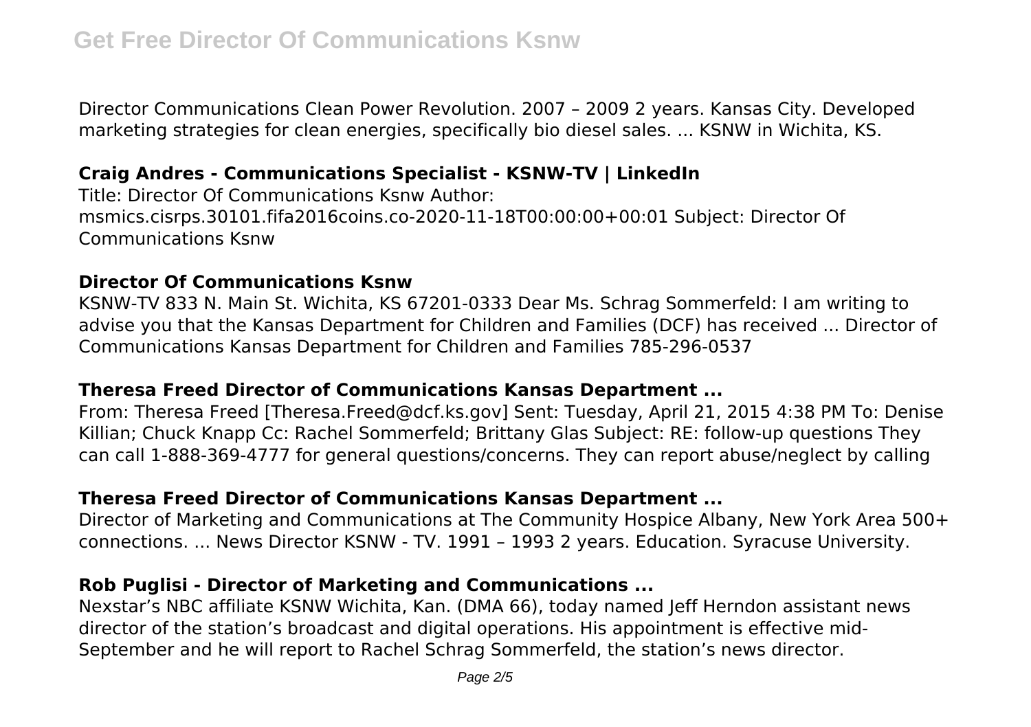Director Communications Clean Power Revolution. 2007 – 2009 2 years. Kansas City. Developed marketing strategies for clean energies, specifically bio diesel sales. ... KSNW in Wichita, KS.

### Craig Andres - Communications Specialist - KSNW-TV | LinkedIn

Title: Director Of Communications Ksnw Author: msmics.cisrps.30101.fifa2016coins.co-2020-11-18T00:00:00+00:01 Subject: Director Of Communications Ksnw

### Director Of Communications Ksnw

KSNW-TV 833 N. Main St. Wichita, KS 67201-0333 Dear Ms. Schrag Sommerfeld: I am writing to advise you that the Kansas Department for Children and Families (DCF) has received ... Director of Communications Kansas Department for Children and Families 785-296-0537

### Theresa Freed Director of Communications Kansas Department ...

From: Theresa Freed [Theresa.Freed@dcf.ks.gov] Sent: Tuesday, April 21, 2015 4:38 PM To: Denise Killian; Chuck Knapp Cc: Rachel Sommerfeld; Brittany Glas Subject: RE: follow-up questions They can call 1-888-369-4777 for general questions/concerns. They can report abuse/neglect by calling

### Theresa Freed Director of Communications Kansas Department ...

Director of Marketing and Communications at The Community Hospice Albany, New York Area 500+ connections. ... News Director KSNW - TV. 1991 – 1993 2 years. Education. Syracuse University.

### Rob Puglisi - Director of Marketing and Communications ...

Nexstar's NBC affiliate KSNW Wichita, Kan. (DMA 66), today named Jeff Herndon assistant news director of the station's broadcast and digital operations. His appointment is effective mid-September and he will report to Rachel Schrag Sommerfeld, the station's news director.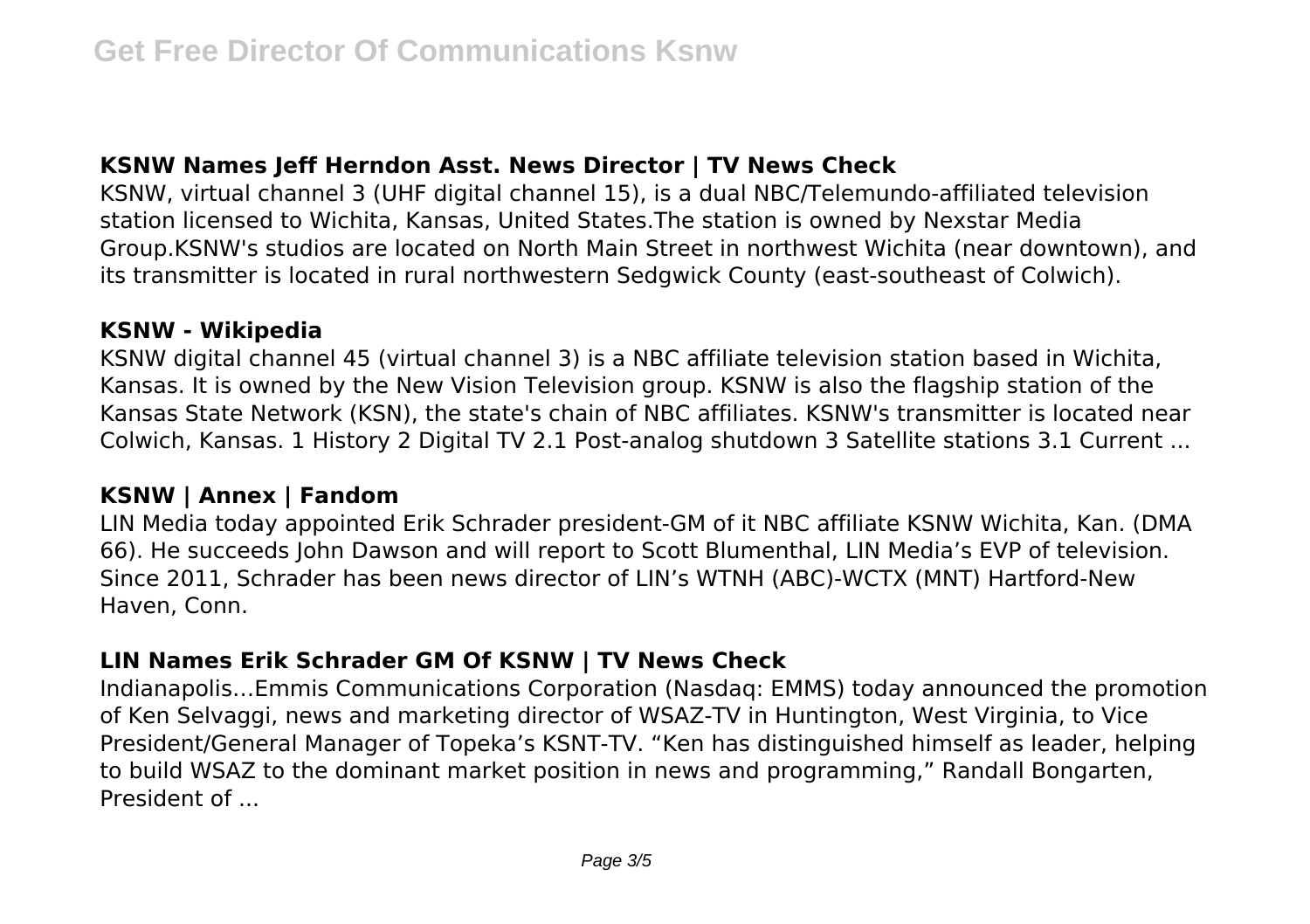### KSNW Names Jeff Herndon Asst. News Director | TV News Check

KSNW, virtual channel 3 (UHF digital channel 15), is a dual NBC/Telemundo-affiliated television station licensed to Wichita, Kansas, United States.The station is owned by Nexstar Media Group.KSNW's studios are located on North Main Street in northwest Wichita (near downtown), and its transmitter is located in rural northwestern Sedgwick County (east-southeast of Colwich).

### KSNW - Wikipedia

KSNW digital channel 45 (virtual channel 3) is a NBC affiliate television station based in Wichita, Kansas. It is owned by the New Vision Television group. KSNW is also the flagship station of the Kansas State Network (KSN), the state's chain of NBC affiliates. KSNW's transmitter is located near Colwich, Kansas. 1 History 2 Digital TV 2.1 Post-analog shutdown 3 Satellite stations 3.1 Current ...

### KSNW | Annex | Fandom

LIN Media today appointed Erik Schrader president-GM of it NBC affiliate KSNW Wichita, Kan. (DMA 66). He succeeds John Dawson and will report to Scott Blumenthal, LIN Media's EVP of television. Since 2011, Schrader has been news director of LIN's WTNH (ABC)-WCTX (MNT) Hartford-New Haven, Conn.

### LIN Names Erik Schrader GM Of KSNW | TV News Check

Indianapolis…Emmis Communications Corporation (Nasdaq: EMMS) today announced the promotion of Ken Selvaggi, news and marketing director of WSAZ-TV in Huntington, West Virginia, to Vice President/General Manager of Topeka's KSNT-TV. "Ken has distinguished himself as leader, helping to build WSAZ to the dominant market position in news and programming," Randall Bongarten, President of ...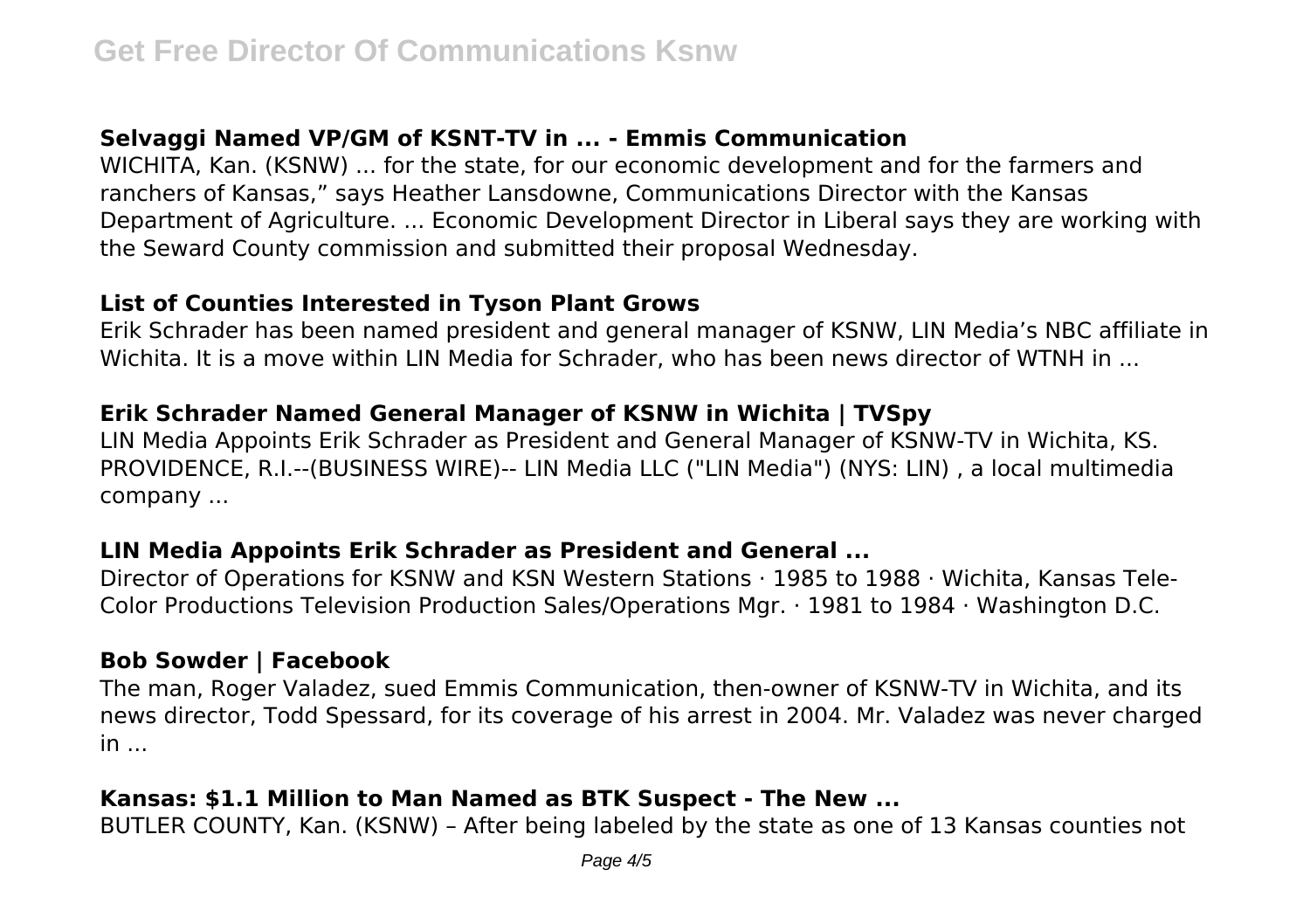### Selvaggi Named VP/GM of KSNT-TV in ... - Emmis Communication

WICHITA, Kan. (KSNW) ... for the state, for our economic development and for the farmers and ranchers of Kansas," says Heather Lansdowne, Communications Director with the Kansas Department of Agriculture. ... Economic Development Director in Liberal says they are working with the Seward County commission and submitted their proposal Wednesday.

### List of Counties Interested in Tyson Plant Grows

Erik Schrader has been named president and general manager of KSNW, LIN Media's NBC affiliate in Wichita. It is a move within LIN Media for Schrader, who has been news director of WTNH in ...

### Erik Schrader Named General Manager of KSNW in Wichita | TVSpy

LIN Media Appoints Erik Schrader as President and General Manager of KSNW-TV in Wichita, KS. PROVIDENCE, R.I.--(BUSINESS WIRE)-- LIN Media LLC ("LIN Media") (NYS: LIN) , a local multimedia company ...

### LIN Media Appoints Erik Schrader as President and General ...

Director of Operations for KSNW and KSN Western Stations · 1985 to 1988 · Wichita, Kansas Tele-Color Productions Television Production Sales/Operations Mgr. · 1981 to 1984 · Washington D.C.

### Bob Sowder | Facebook

The man, Roger Valadez, sued Emmis Communication, then-owner of KSNW-TV in Wichita, and its news director, Todd Spessard, for its coverage of his arrest in 2004. Mr. Valadez was never charged in ...

### Kansas: $1.1 Million to Man Named as BTK Suspect - The New ...

BUTLER COUNTY, Kan. (KSNW) – After being labeled by the state as one of 13 Kansas counties not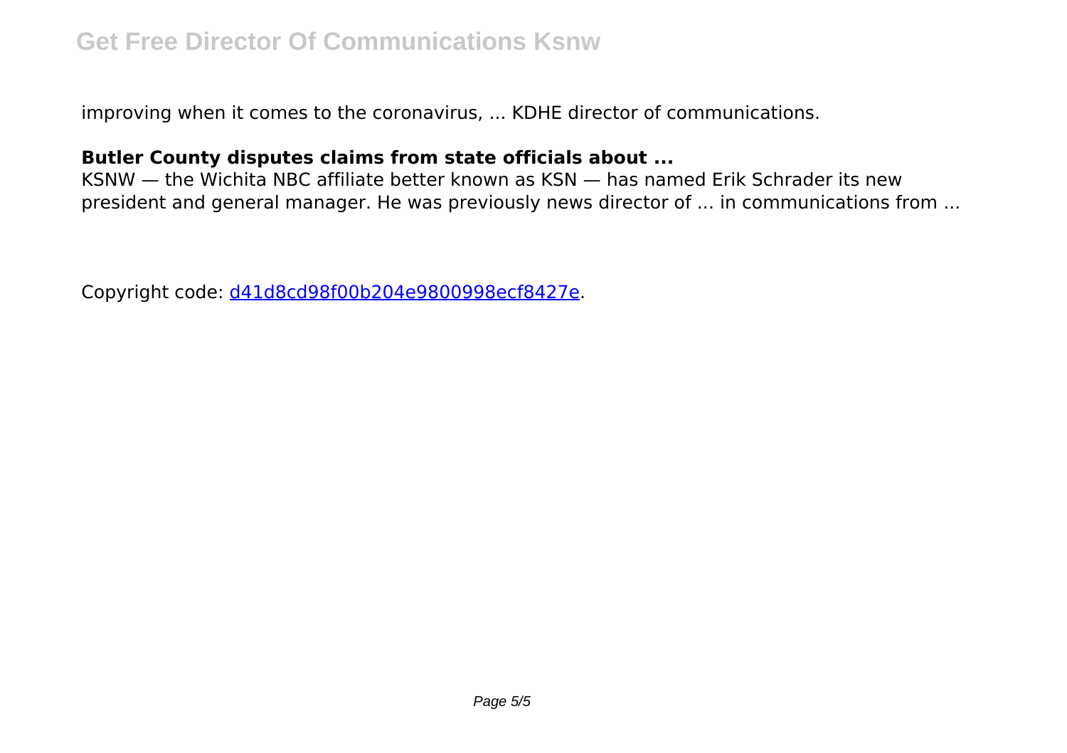improving when it comes to the coronavirus, ... KDHE director of communications.

**Butler County disputes claims from state officials about ...**

KSNW — the Wichita NBC affiliate better known as KSN — has named Erik Schrader its new president and general manager. He was previously news director of ... in communications from ...

Copyright code: d41d8cd98f00b204e9800998ecf8427e.